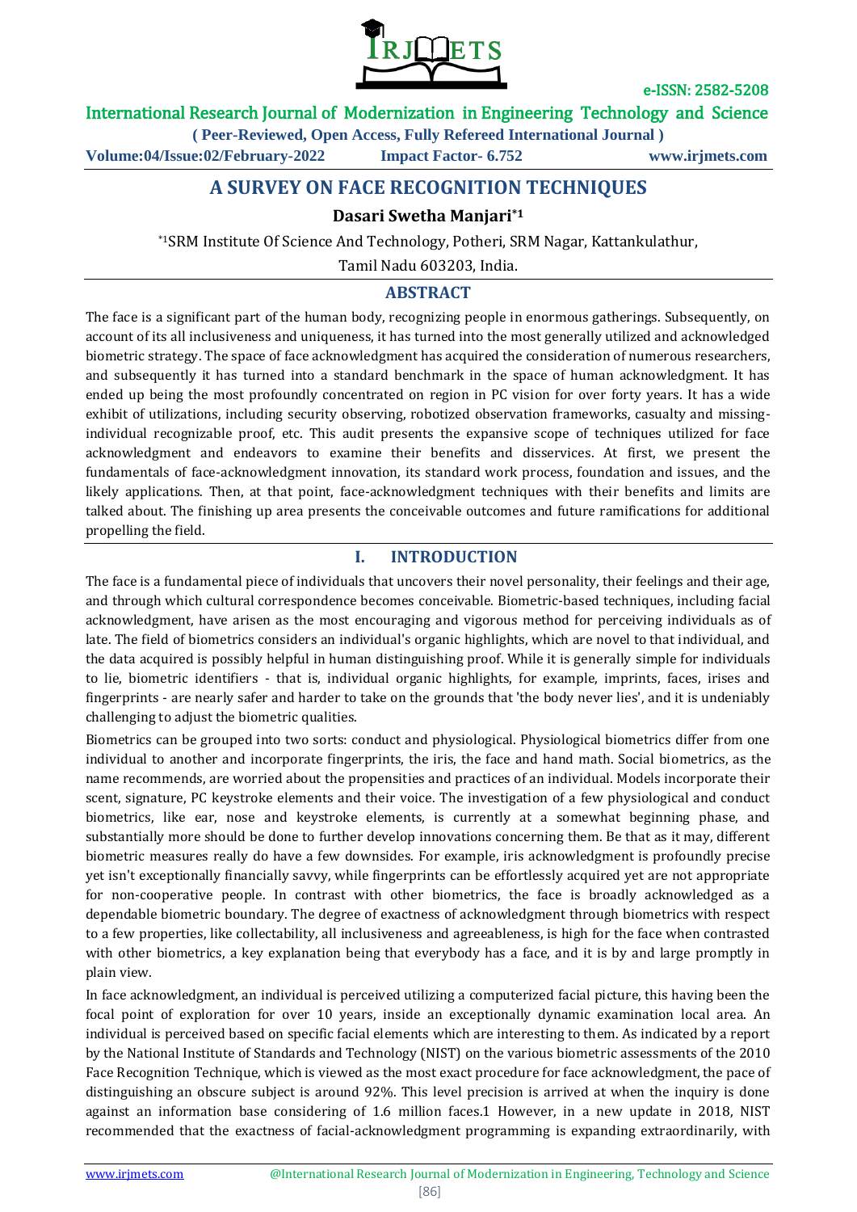# A SURVEY ON FACE RECOGNITION TECHNIQUES

**Dasari Swetha Manjari*[1]**

*[1]SRM Institute Of Science And Technology, Potheri, SRM Nagar, Kattankulathur, Tamil Nadu 603203, India.

## ABSTRACT

The face is a significant part of the human body, recognizing people in enormous gatherings. Subsequently, on account of its all inclusiveness and uniqueness, it has turned into the most generally utilized and acknowledged biometric strategy. The space of face acknowledgment has acquired the consideration of numerous researchers, and subsequently it has turned into a standard benchmark in the space of human acknowledgment. It has ended up being the most profoundly concentrated on region in PC vision for over forty years. It has a wide exhibit of utilizations, including security observing, robotized observation frameworks, casualty and missing-individual recognizable proof, etc. This audit presents the expansive scope of techniques utilized for face acknowledgment and endeavors to examine their benefits and disservices. At first, we present the fundamentals of face-acknowledgment innovation, its standard work process, foundation and issues, and the likely applications. Then, at that point, face-acknowledgment techniques with their benefits and limits are talked about. The finishing up area presents the conceivable outcomes and future ramifications for additional propelling the field.

## I. INTRODUCTION

The face is a fundamental piece of individuals that uncovers their novel personality, their feelings and their age, and through which cultural correspondence becomes conceivable. Biometric-based techniques, including facial acknowledgment, have arisen as the most encouraging and vigorous method for perceiving individuals as of late. The field of biometrics considers an individual's organic highlights, which are novel to that individual, and the data acquired is possibly helpful in human distinguishing proof. While it is generally simple for individuals to lie, biometric identifiers - that is, individual organic highlights, for example, imprints, faces, irises and fingerprints - are nearly safer and harder to take on the grounds that 'the body never lies', and it is undeniably challenging to adjust the biometric qualities.

Biometrics can be grouped into two sorts: conduct and physiological. Physiological biometrics differ from one individual to another and incorporate fingerprints, the iris, the face and hand math. Social biometrics, as the name recommends, are worried about the propensities and practices of an individual. Models incorporate their scent, signature, PC keystroke elements and their voice. The investigation of a few physiological and conduct biometrics, like ear, nose and keystroke elements, is currently at a somewhat beginning phase, and substantially more should be done to further develop innovations concerning them. Be that as it may, different biometric measures really do have a few downsides. For example, iris acknowledgment is profoundly precise yet isn't exceptionally financially savvy, while fingerprints can be effortlessly acquired yet are not appropriate for non-cooperative people. In contrast with other biometrics, the face is broadly acknowledged as a dependable biometric boundary. The degree of exactness of acknowledgment through biometrics with respect to a few properties, like collectability, all inclusiveness and agreeableness, is high for the face when contrasted with other biometrics, a key explanation being that everybody has a face, and it is by and large promptly in plain view.

In face acknowledgment, an individual is perceived utilizing a computerized facial picture, this having been the focal point of exploration for over 10 years, inside an exceptionally dynamic examination local area. An individual is perceived based on specific facial elements which are interesting to them. As indicated by a report by the National Institute of Standards and Technology (NIST) on the various biometric assessments of the 2010 Face Recognition Technique, which is viewed as the most exact procedure for face acknowledgment, the pace of distinguishing an obscure subject is around 92%. This level precision is arrived at when the inquiry is done against an information base considering of 1.6 million faces.1 However, in a new update in 2018, NIST recommended that the exactness of facial-acknowledgment programming is expanding extraordinarily, with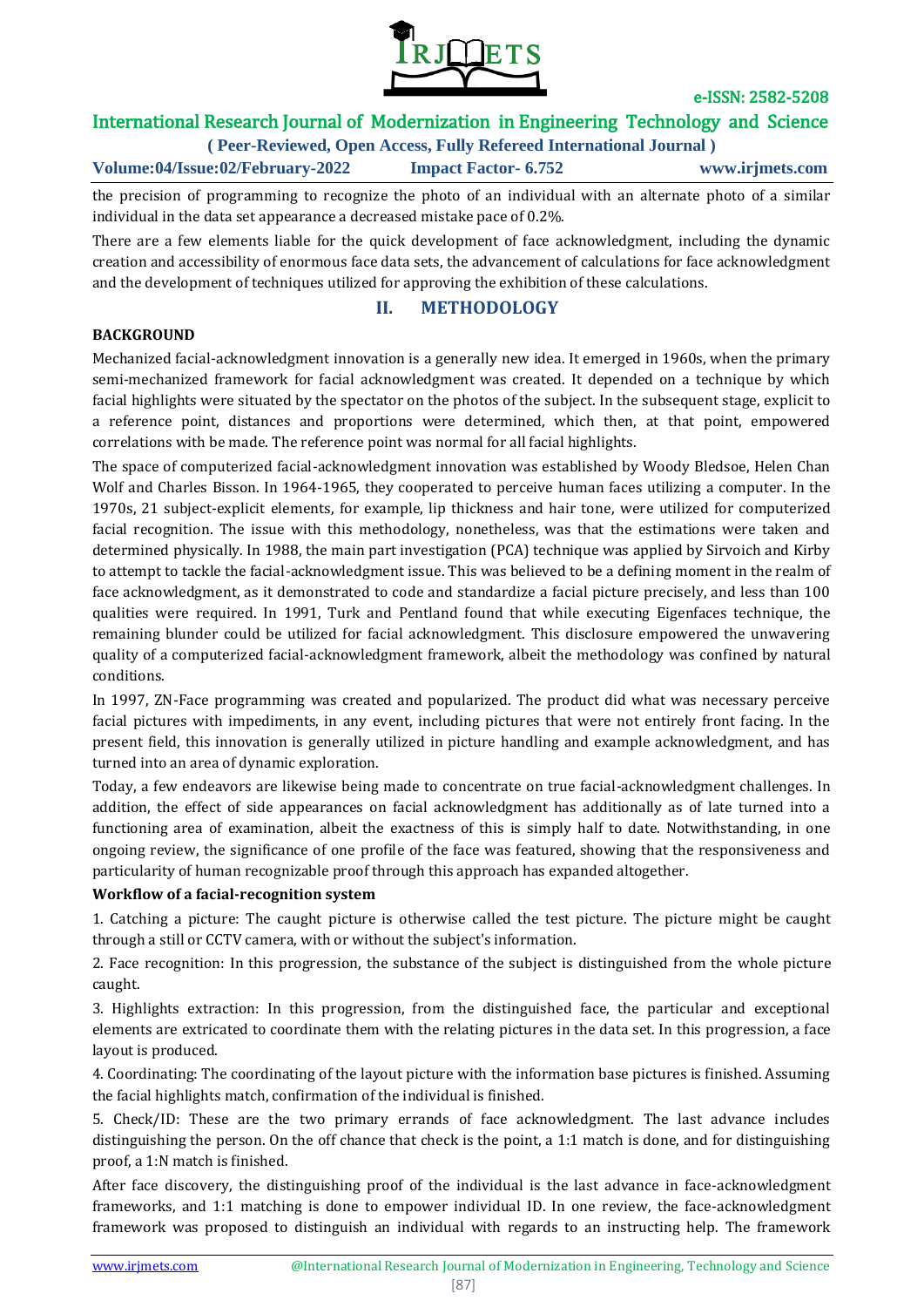the precision of programming to recognize the photo of an individual with an alternate photo of a similar individual in the data set appearance a decreased mistake pace of 0.2%.

There are a few elements liable for the quick development of face acknowledgment, including the dynamic creation and accessibility of enormous face data sets, the advancement of calculations for face acknowledgment and the development of techniques utilized for approving the exhibition of these calculations.

## II. METHODOLOGY

**BACKGROUND**

Mechanized facial-acknowledgment innovation is a generally new idea. It emerged in 1960s, when the primary semi-mechanized framework for facial acknowledgment was created. It depended on a technique by which facial highlights were situated by the spectator on the photos of the subject. In the subsequent stage, explicit to a reference point, distances and proportions were determined, which then, at that point, empowered correlations with be made. The reference point was normal for all facial highlights.

The space of computerized facial-acknowledgment innovation was established by Woody Bledsoe, Helen Chan Wolf and Charles Bisson. In 1964-1965, they cooperated to perceive human faces utilizing a computer. In the 1970s, 21 subject-explicit elements, for example, lip thickness and hair tone, were utilized for computerized facial recognition. The issue with this methodology, nonetheless, was that the estimations were taken and determined physically. In 1988, the main part investigation (PCA) technique was applied by Sirvoich and Kirby to attempt to tackle the facial-acknowledgment issue. This was believed to be a defining moment in the realm of face acknowledgment, as it demonstrated to code and standardize a facial picture precisely, and less than 100 qualities were required. In 1991, Turk and Pentland found that while executing Eigenfaces technique, the remaining blunder could be utilized for facial acknowledgment. This disclosure empowered the unwavering quality of a computerized facial-acknowledgment framework, albeit the methodology was confined by natural conditions.

In 1997, ZN-Face programming was created and popularized. The product did what was necessary perceive facial pictures with impediments, in any event, including pictures that were not entirely front facing. In the present field, this innovation is generally utilized in picture handling and example acknowledgment, and has turned into an area of dynamic exploration.

Today, a few endeavors are likewise being made to concentrate on true facial-acknowledgment challenges. In addition, the effect of side appearances on facial acknowledgment has additionally as of late turned into a functioning area of examination, albeit the exactness of this is simply half to date. Notwithstanding, in one ongoing review, the significance of one profile of the face was featured, showing that the responsiveness and particularity of human recognizable proof through this approach has expanded altogether.

**Workflow of a facial-recognition system**

1. Catching a picture: The caught picture is otherwise called the test picture. The picture might be caught through a still or CCTV camera, with or without the subject's information.

2. Face recognition: In this progression, the substance of the subject is distinguished from the whole picture caught.

3. Highlights extraction: In this progression, from the distinguished face, the particular and exceptional elements are extricated to coordinate them with the relating pictures in the data set. In this progression, a face layout is produced.

4. Coordinating: The coordinating of the layout picture with the information base pictures is finished. Assuming the facial highlights match, confirmation of the individual is finished.

5. Check/ID: These are the two primary errands of face acknowledgment. The last advance includes distinguishing the person. On the off chance that check is the point, a 1:1 match is done, and for distinguishing proof, a 1:N match is finished.

After face discovery, the distinguishing proof of the individual is the last advance in face-acknowledgment frameworks, and 1:1 matching is done to empower individual ID. In one review, the face-acknowledgment framework was proposed to distinguish an individual with regards to an instructing help. The framework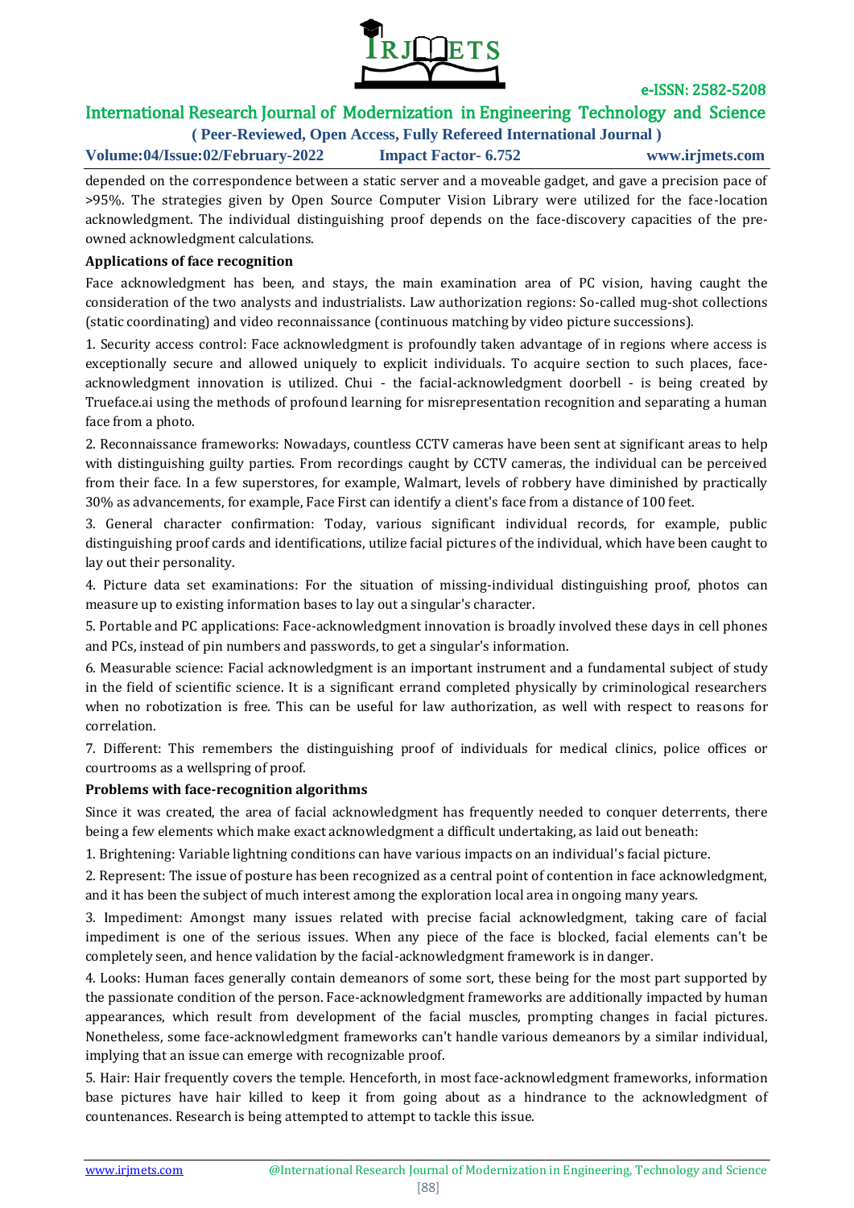depended on the correspondence between a static server and a moveable gadget, and gave a precision pace of >95%. The strategies given by Open Source Computer Vision Library were utilized for the face-location acknowledgment. The individual distinguishing proof depends on the face-discovery capacities of the pre-owned acknowledgment calculations.

**Applications of face recognition**

Face acknowledgment has been, and stays, the main examination area of PC vision, having caught the consideration of the two analysts and industrialists. Law authorization regions: So-called mug-shot collections (static coordinating) and video reconnaissance (continuous matching by video picture successions).

1. Security access control: Face acknowledgment is profoundly taken advantage of in regions where access is exceptionally secure and allowed uniquely to explicit individuals. To acquire section to such places, face-acknowledgment innovation is utilized. Chui - the facial-acknowledgment doorbell - is being created by Trueface.ai using the methods of profound learning for misrepresentation recognition and separating a human face from a photo.

2. Reconnaissance frameworks: Nowadays, countless CCTV cameras have been sent at significant areas to help with distinguishing guilty parties. From recordings caught by CCTV cameras, the individual can be perceived from their face. In a few superstores, for example, Walmart, levels of robbery have diminished by practically 30% as advancements, for example, Face First can identify a client's face from a distance of 100 feet.

3. General character confirmation: Today, various significant individual records, for example, public distinguishing proof cards and identifications, utilize facial pictures of the individual, which have been caught to lay out their personality.

4. Picture data set examinations: For the situation of missing-individual distinguishing proof, photos can measure up to existing information bases to lay out a singular's character.

5. Portable and PC applications: Face-acknowledgment innovation is broadly involved these days in cell phones and PCs, instead of pin numbers and passwords, to get a singular's information.

6. Measurable science: Facial acknowledgment is an important instrument and a fundamental subject of study in the field of scientific science. It is a significant errand completed physically by criminological researchers when no robotization is free. This can be useful for law authorization, as well with respect to reasons for correlation.

7. Different: This remembers the distinguishing proof of individuals for medical clinics, police offices or courtrooms as a wellspring of proof.

**Problems with face-recognition algorithms**

Since it was created, the area of facial acknowledgment has frequently needed to conquer deterrents, there being a few elements which make exact acknowledgment a difficult undertaking, as laid out beneath:

1. Brightening: Variable lightning conditions can have various impacts on an individual's facial picture.

2. Represent: The issue of posture has been recognized as a central point of contention in face acknowledgment, and it has been the subject of much interest among the exploration local area in ongoing many years.

3. Impediment: Amongst many issues related with precise facial acknowledgment, taking care of facial impediment is one of the serious issues. When any piece of the face is blocked, facial elements can't be completely seen, and hence validation by the facial-acknowledgment framework is in danger.

4. Looks: Human faces generally contain demeanors of some sort, these being for the most part supported by the passionate condition of the person. Face-acknowledgment frameworks are additionally impacted by human appearances, which result from development of the facial muscles, prompting changes in facial pictures. Nonetheless, some face-acknowledgment frameworks can't handle various demeanors by a similar individual, implying that an issue can emerge with recognizable proof.

5. Hair: Hair frequently covers the temple. Henceforth, in most face-acknowledgment frameworks, information base pictures have hair killed to keep it from going about as a hindrance to the acknowledgment of countenances. Research is being attempted to attempt to tackle this issue.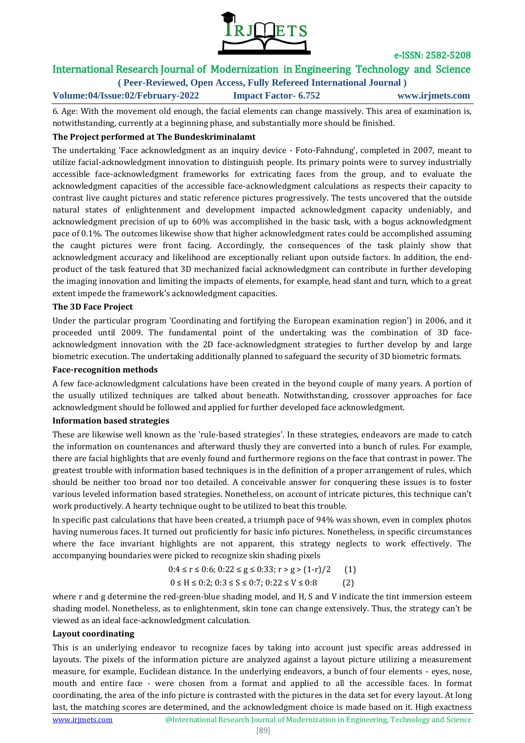6. Age: With the movement old enough, the facial elements can change massively. This area of examination is, notwithstanding, currently at a beginning phase, and substantially more should be finished.

**The Project performed at The Bundeskriminalamt**

The undertaking 'Face acknowledgment as an inquiry device - Foto-Fahndung', completed in 2007, meant to utilize facial-acknowledgment innovation to distinguish people. Its primary points were to survey industrially accessible face-acknowledgment frameworks for extricating faces from the group, and to evaluate the acknowledgment capacities of the accessible face-acknowledgment calculations as respects their capacity to contrast live caught pictures and static reference pictures progressively. The tests uncovered that the outside natural states of enlightenment and development impacted acknowledgment capacity undeniably, and acknowledgment precision of up to 60% was accomplished in the basic task, with a bogus acknowledgment pace of 0.1%. The outcomes likewise show that higher acknowledgment rates could be accomplished assuming the caught pictures were front facing. Accordingly, the consequences of the task plainly show that acknowledgment accuracy and likelihood are exceptionally reliant upon outside factors. In addition, the end-product of the task featured that 3D mechanized facial acknowledgment can contribute in further developing the imaging innovation and limiting the impacts of elements, for example, head slant and turn, which to a great extent impede the framework's acknowledgment capacities.

**The 3D Face Project**

Under the particular program 'Coordinating and fortifying the European examination region') in 2006, and it proceeded until 2009. The fundamental point of the undertaking was the combination of 3D face-acknowledgment innovation with the 2D face-acknowledgment strategies to further develop by and large biometric execution. The undertaking additionally planned to safeguard the security of 3D biometric formats.

**Face-recognition methods**

A few face-acknowledgment calculations have been created in the beyond couple of many years. A portion of the usually utilized techniques are talked about beneath. Notwithstanding, crossover approaches for face acknowledgment should be followed and applied for further developed face acknowledgment.

**Information based strategies**

These are likewise well known as the 'rule-based strategies'. In these strategies, endeavors are made to catch the information on countenances and afterward thusly they are converted into a bunch of rules. For example, there are facial highlights that are evenly found and furthermore regions on the face that contrast in power. The greatest trouble with information based techniques is in the definition of a proper arrangement of rules, which should be neither too broad nor too detailed. A conceivable answer for conquering these issues is to foster various leveled information based strategies. Nonetheless, on account of intricate pictures, this technique can't work productively. A hearty technique ought to be utilized to beat this trouble.

In specific past calculations that have been created, a triumph pace of 94% was shown, even in complex photos having numerous faces. It turned out proficiently for basic info pictures. Nonetheless, in specific circumstances where the face invariant highlights are not apparent, this strategy neglects to work effectively. The accompanying boundaries were picked to recognize skin shading pixels

$$0{:}4 \leq r \leq 0{:}6;\ 0{:}22 \leq g \leq 0{:}33;\ r > g > (1-r)/2 \qquad (1)$$

$$0 \leq H \leq 0{:}2;\ 0{:}3 \leq S \leq 0{:}7;\ 0{:}22 \leq V \leq 0{:}8 \qquad (2)$$

where r and g determine the red-green-blue shading model, and H, S and V indicate the tint immersion esteem shading model. Nonetheless, as to enlightenment, skin tone can change extensively. Thus, the strategy can't be viewed as an ideal face-acknowledgment calculation.

**Layout coordinating**

This is an underlying endeavor to recognize faces by taking into account just specific areas addressed in layouts. The pixels of the information picture are analyzed against a layout picture utilizing a measurement measure, for example, Euclidean distance. In the underlying endeavors, a bunch of four elements - eyes, nose, mouth and entire face - were chosen from a format and applied to all the accessible faces. In format coordinating, the area of the info picture is contrasted with the pictures in the data set for every layout. At long last, the matching scores are determined, and the acknowledgment choice is made based on it. High exactness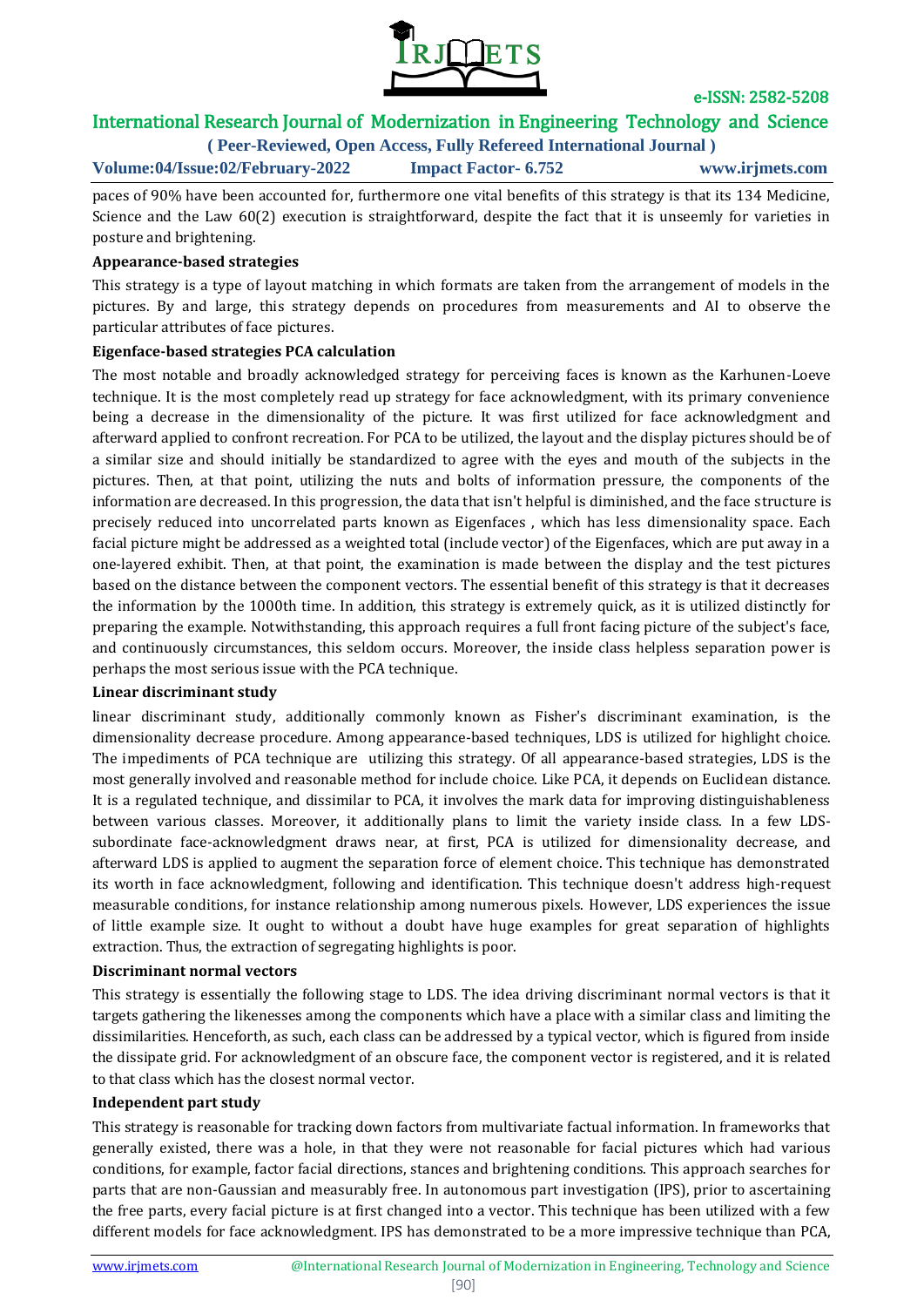paces of 90% have been accounted for, furthermore one vital benefits of this strategy is that its 134 Medicine, Science and the Law 60(2) execution is straightforward, despite the fact that it is unseemly for varieties in posture and brightening.

**Appearance-based strategies**

This strategy is a type of layout matching in which formats are taken from the arrangement of models in the pictures. By and large, this strategy depends on procedures from measurements and AI to observe the particular attributes of face pictures.

**Eigenface-based strategies PCA calculation**

The most notable and broadly acknowledged strategy for perceiving faces is known as the Karhunen-Loeve technique. It is the most completely read up strategy for face acknowledgment, with its primary convenience being a decrease in the dimensionality of the picture. It was first utilized for face acknowledgment and afterward applied to confront recreation. For PCA to be utilized, the layout and the display pictures should be of a similar size and should initially be standardized to agree with the eyes and mouth of the subjects in the pictures. Then, at that point, utilizing the nuts and bolts of information pressure, the components of the information are decreased. In this progression, the data that isn't helpful is diminished, and the face structure is precisely reduced into uncorrelated parts known as Eigenfaces , which has less dimensionality space. Each facial picture might be addressed as a weighted total (include vector) of the Eigenfaces, which are put away in a one-layered exhibit. Then, at that point, the examination is made between the display and the test pictures based on the distance between the component vectors. The essential benefit of this strategy is that it decreases the information by the 1000th time. In addition, this strategy is extremely quick, as it is utilized distinctly for preparing the example. Notwithstanding, this approach requires a full front facing picture of the subject's face, and continuously circumstances, this seldom occurs. Moreover, the inside class helpless separation power is perhaps the most serious issue with the PCA technique.

**Linear discriminant study**

linear discriminant study, additionally commonly known as Fisher's discriminant examination, is the dimensionality decrease procedure. Among appearance-based techniques, LDS is utilized for highlight choice. The impediments of PCA technique are utilizing this strategy. Of all appearance-based strategies, LDS is the most generally involved and reasonable method for include choice. Like PCA, it depends on Euclidean distance. It is a regulated technique, and dissimilar to PCA, it involves the mark data for improving distinguishableness between various classes. Moreover, it additionally plans to limit the variety inside class. In a few LDS-subordinate face-acknowledgment draws near, at first, PCA is utilized for dimensionality decrease, and afterward LDS is applied to augment the separation force of element choice. This technique has demonstrated its worth in face acknowledgment, following and identification. This technique doesn't address high-request measurable conditions, for instance relationship among numerous pixels. However, LDS experiences the issue of little example size. It ought to without a doubt have huge examples for great separation of highlights extraction. Thus, the extraction of segregating highlights is poor.

**Discriminant normal vectors**

This strategy is essentially the following stage to LDS. The idea driving discriminant normal vectors is that it targets gathering the likenesses among the components which have a place with a similar class and limiting the dissimilarities. Henceforth, as such, each class can be addressed by a typical vector, which is figured from inside the dissipate grid. For acknowledgment of an obscure face, the component vector is registered, and it is related to that class which has the closest normal vector.

**Independent part study**

This strategy is reasonable for tracking down factors from multivariate factual information. In frameworks that generally existed, there was a hole, in that they were not reasonable for facial pictures which had various conditions, for example, factor facial directions, stances and brightening conditions. This approach searches for parts that are non-Gaussian and measurably free. In autonomous part investigation (IPS), prior to ascertaining the free parts, every facial picture is at first changed into a vector. This technique has been utilized with a few different models for face acknowledgment. IPS has demonstrated to be a more impressive technique than PCA,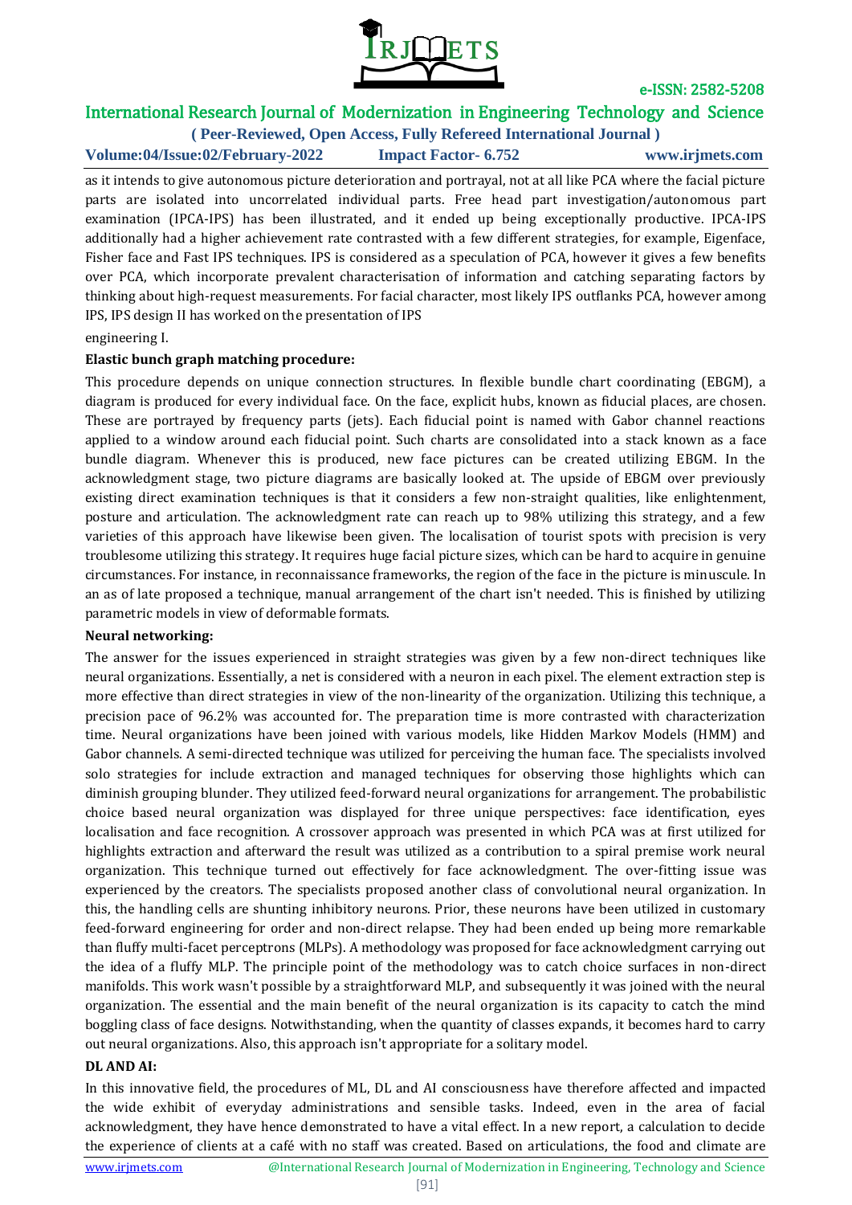as it intends to give autonomous picture deterioration and portrayal, not at all like PCA where the facial picture parts are isolated into uncorrelated individual parts. Free head part investigation/autonomous part examination (IPCA-IPS) has been illustrated, and it ended up being exceptionally productive. IPCA-IPS additionally had a higher achievement rate contrasted with a few different strategies, for example, Eigenface, Fisher face and Fast IPS techniques. IPS is considered as a speculation of PCA, however it gives a few benefits over PCA, which incorporate prevalent characterisation of information and catching separating factors by thinking about high-request measurements. For facial character, most likely IPS outflanks PCA, however among IPS, IPS design II has worked on the presentation of IPS

engineering I.

**Elastic bunch graph matching procedure:**

This procedure depends on unique connection structures. In flexible bundle chart coordinating (EBGM), a diagram is produced for every individual face. On the face, explicit hubs, known as fiducial places, are chosen. These are portrayed by frequency parts (jets). Each fiducial point is named with Gabor channel reactions applied to a window around each fiducial point. Such charts are consolidated into a stack known as a face bundle diagram. Whenever this is produced, new face pictures can be created utilizing EBGM. In the acknowledgment stage, two picture diagrams are basically looked at. The upside of EBGM over previously existing direct examination techniques is that it considers a few non-straight qualities, like enlightenment, posture and articulation. The acknowledgment rate can reach up to 98% utilizing this strategy, and a few varieties of this approach have likewise been given. The localisation of tourist spots with precision is very troublesome utilizing this strategy. It requires huge facial picture sizes, which can be hard to acquire in genuine circumstances. For instance, in reconnaissance frameworks, the region of the face in the picture is minuscule. In an as of late proposed a technique, manual arrangement of the chart isn't needed. This is finished by utilizing parametric models in view of deformable formats.

**Neural networking:**

The answer for the issues experienced in straight strategies was given by a few non-direct techniques like neural organizations. Essentially, a net is considered with a neuron in each pixel. The element extraction step is more effective than direct strategies in view of the non-linearity of the organization. Utilizing this technique, a precision pace of 96.2% was accounted for. The preparation time is more contrasted with characterization time. Neural organizations have been joined with various models, like Hidden Markov Models (HMM) and Gabor channels. A semi-directed technique was utilized for perceiving the human face. The specialists involved solo strategies for include extraction and managed techniques for observing those highlights which can diminish grouping blunder. They utilized feed-forward neural organizations for arrangement. The probabilistic choice based neural organization was displayed for three unique perspectives: face identification, eyes localisation and face recognition. A crossover approach was presented in which PCA was at first utilized for highlights extraction and afterward the result was utilized as a contribution to a spiral premise work neural organization. This technique turned out effectively for face acknowledgment. The over-fitting issue was experienced by the creators. The specialists proposed another class of convolutional neural organization. In this, the handling cells are shunting inhibitory neurons. Prior, these neurons have been utilized in customary feed-forward engineering for order and non-direct relapse. They had been ended up being more remarkable than fluffy multi-facet perceptrons (MLPs). A methodology was proposed for face acknowledgment carrying out the idea of a fluffy MLP. The principle point of the methodology was to catch choice surfaces in non-direct manifolds. This work wasn't possible by a straightforward MLP, and subsequently it was joined with the neural organization. The essential and the main benefit of the neural organization is its capacity to catch the mind boggling class of face designs. Notwithstanding, when the quantity of classes expands, it becomes hard to carry out neural organizations. Also, this approach isn't appropriate for a solitary model.

**DL AND AI:**

In this innovative field, the procedures of ML, DL and AI consciousness have therefore affected and impacted the wide exhibit of everyday administrations and sensible tasks. Indeed, even in the area of facial acknowledgment, they have hence demonstrated to have a vital effect. In a new report, a calculation to decide the experience of clients at a café with no staff was created. Based on articulations, the food and climate are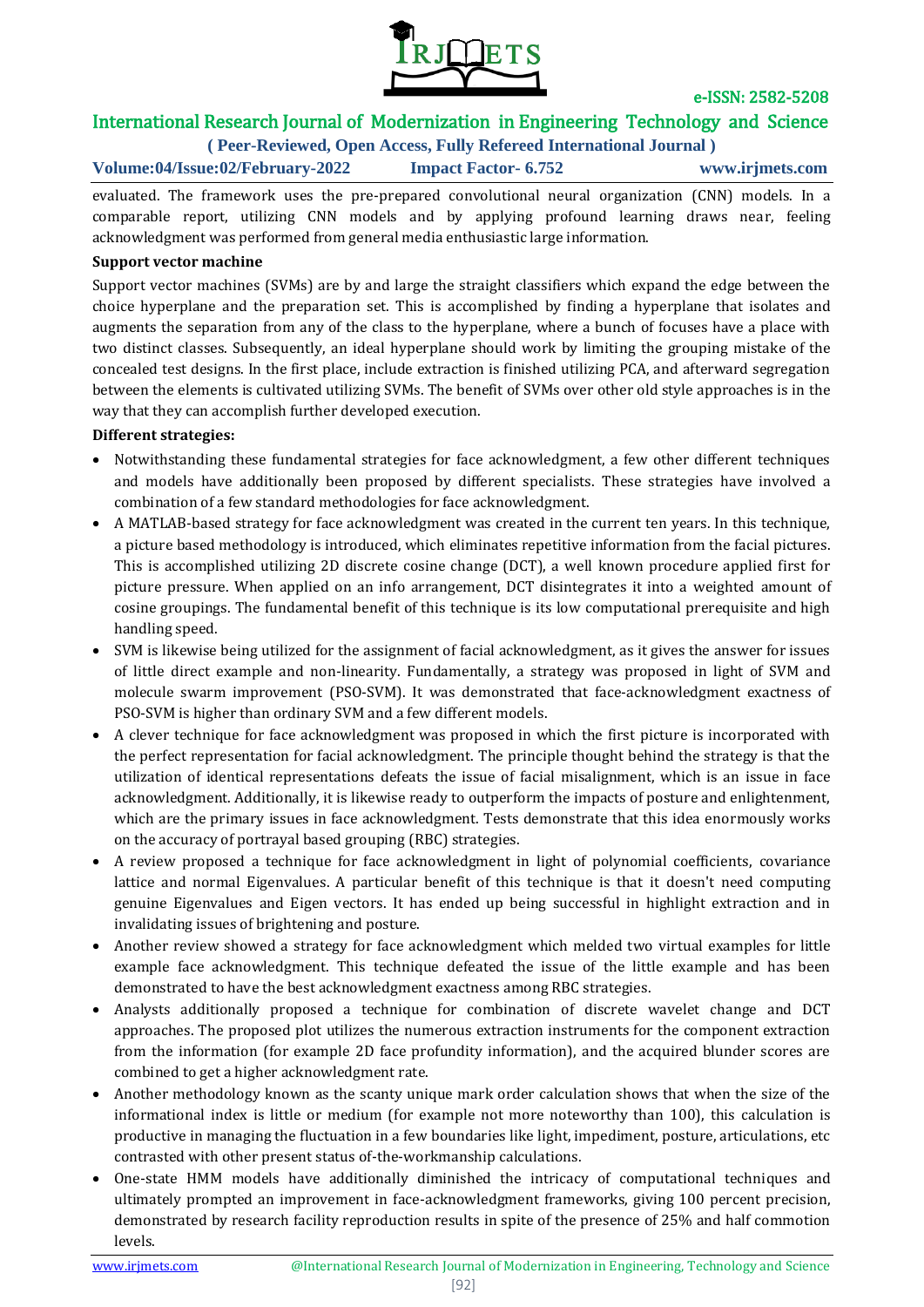evaluated. The framework uses the pre-prepared convolutional neural organization (CNN) models. In a comparable report, utilizing CNN models and by applying profound learning draws near, feeling acknowledgment was performed from general media enthusiastic large information.

**Support vector machine**

Support vector machines (SVMs) are by and large the straight classifiers which expand the edge between the choice hyperplane and the preparation set. This is accomplished by finding a hyperplane that isolates and augments the separation from any of the class to the hyperplane, where a bunch of focuses have a place with two distinct classes. Subsequently, an ideal hyperplane should work by limiting the grouping mistake of the concealed test designs. In the first place, include extraction is finished utilizing PCA, and afterward segregation between the elements is cultivated utilizing SVMs. The benefit of SVMs over other old style approaches is in the way that they can accomplish further developed execution.

**Different strategies:**

- Notwithstanding these fundamental strategies for face acknowledgment, a few other different techniques and models have additionally been proposed by different specialists. These strategies have involved a combination of a few standard methodologies for face acknowledgment.
- A MATLAB-based strategy for face acknowledgment was created in the current ten years. In this technique, a picture based methodology is introduced, which eliminates repetitive information from the facial pictures. This is accomplished utilizing 2D discrete cosine change (DCT), a well known procedure applied first for picture pressure. When applied on an info arrangement, DCT disintegrates it into a weighted amount of cosine groupings. The fundamental benefit of this technique is its low computational prerequisite and high handling speed.
- SVM is likewise being utilized for the assignment of facial acknowledgment, as it gives the answer for issues of little direct example and non-linearity. Fundamentally, a strategy was proposed in light of SVM and molecule swarm improvement (PSO-SVM). It was demonstrated that face-acknowledgment exactness of PSO-SVM is higher than ordinary SVM and a few different models.
- A clever technique for face acknowledgment was proposed in which the first picture is incorporated with the perfect representation for facial acknowledgment. The principle thought behind the strategy is that the utilization of identical representations defeats the issue of facial misalignment, which is an issue in face acknowledgment. Additionally, it is likewise ready to outperform the impacts of posture and enlightenment, which are the primary issues in face acknowledgment. Tests demonstrate that this idea enormously works on the accuracy of portrayal based grouping (RBC) strategies.
- A review proposed a technique for face acknowledgment in light of polynomial coefficients, covariance lattice and normal Eigenvalues. A particular benefit of this technique is that it doesn't need computing genuine Eigenvalues and Eigen vectors. It has ended up being successful in highlight extraction and in invalidating issues of brightening and posture.
- Another review showed a strategy for face acknowledgment which melded two virtual examples for little example face acknowledgment. This technique defeated the issue of the little example and has been demonstrated to have the best acknowledgment exactness among RBC strategies.
- Analysts additionally proposed a technique for combination of discrete wavelet change and DCT approaches. The proposed plot utilizes the numerous extraction instruments for the component extraction from the information (for example 2D face profundity information), and the acquired blunder scores are combined to get a higher acknowledgment rate.
- Another methodology known as the scanty unique mark order calculation shows that when the size of the informational index is little or medium (for example not more noteworthy than 100), this calculation is productive in managing the fluctuation in a few boundaries like light, impediment, posture, articulations, etc contrasted with other present status of-the-workmanship calculations.
- One-state HMM models have additionally diminished the intricacy of computational techniques and ultimately prompted an improvement in face-acknowledgment frameworks, giving 100 percent precision, demonstrated by research facility reproduction results in spite of the presence of 25% and half commotion levels.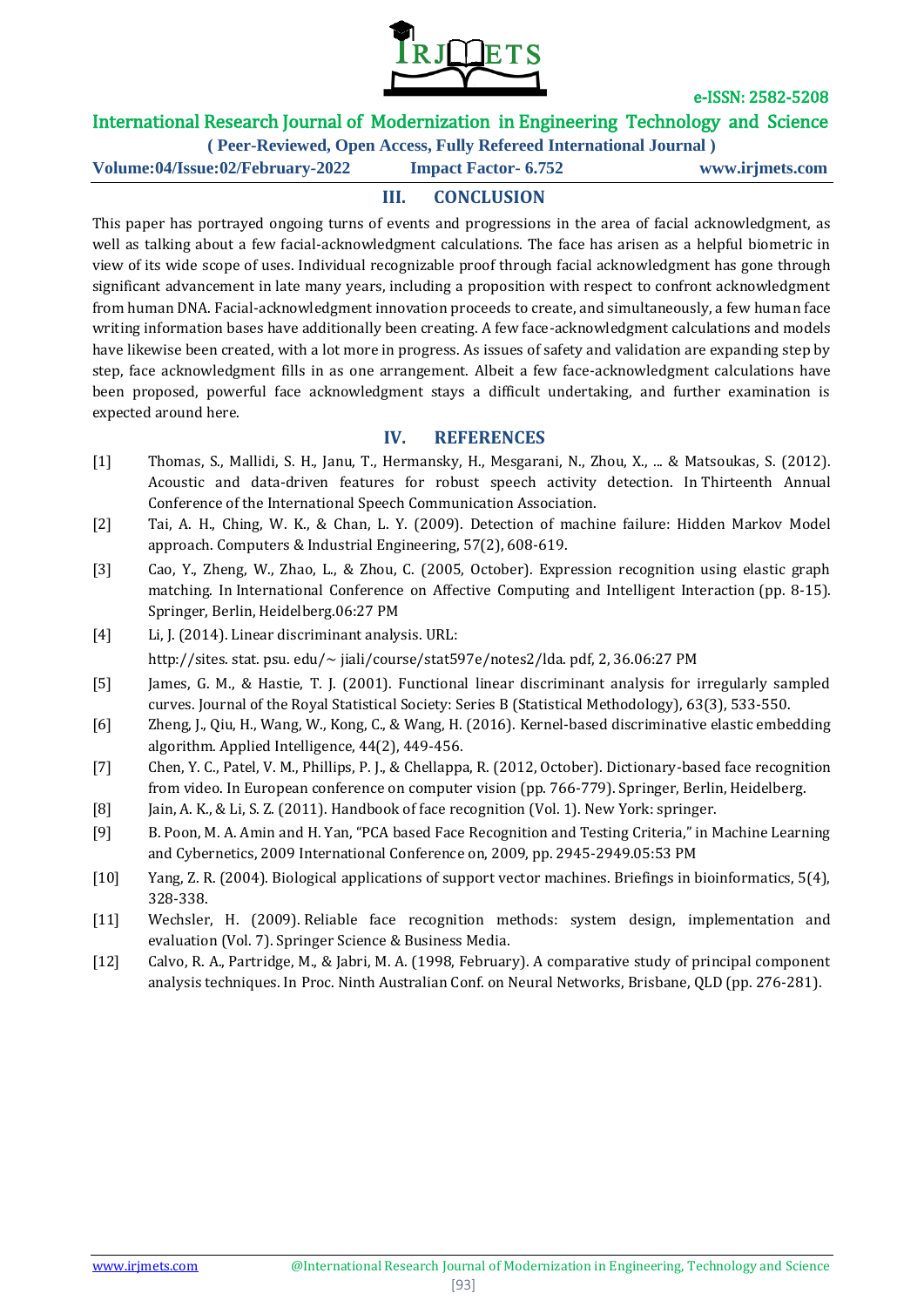## III. CONCLUSION

This paper has portrayed ongoing turns of events and progressions in the area of facial acknowledgment, as well as talking about a few facial-acknowledgment calculations. The face has arisen as a helpful biometric in view of its wide scope of uses. Individual recognizable proof through facial acknowledgment has gone through significant advancement in late many years, including a proposition with respect to confront acknowledgment from human DNA. Facial-acknowledgment innovation proceeds to create, and simultaneously, a few human face writing information bases have additionally been creating. A few face-acknowledgment calculations and models have likewise been created, with a lot more in progress. As issues of safety and validation are expanding step by step, face acknowledgment fills in as one arrangement. Albeit a few face-acknowledgment calculations have been proposed, powerful face acknowledgment stays a difficult undertaking, and further examination is expected around here.

## IV. REFERENCES

[1] Thomas, S., Mallidi, S. H., Janu, T., Hermansky, H., Mesgarani, N., Zhou, X., ... & Matsoukas, S. (2012). Acoustic and data-driven features for robust speech activity detection. In Thirteenth Annual Conference of the International Speech Communication Association.

[2] Tai, A. H., Ching, W. K., & Chan, L. Y. (2009). Detection of machine failure: Hidden Markov Model approach. Computers & Industrial Engineering, 57(2), 608-619.

[3] Cao, Y., Zheng, W., Zhao, L., & Zhou, C. (2005, October). Expression recognition using elastic graph matching. In International Conference on Affective Computing and Intelligent Interaction (pp. 8-15). Springer, Berlin, Heidelberg.06:27 PM

[4] Li, J. (2014). Linear discriminant analysis. URL: http://sites. stat. psu. edu/~ jiali/course/stat597e/notes2/lda. pdf, 2, 36.06:27 PM

[5] James, G. M., & Hastie, T. J. (2001). Functional linear discriminant analysis for irregularly sampled curves. Journal of the Royal Statistical Society: Series B (Statistical Methodology), 63(3), 533-550.

[6] Zheng, J., Qiu, H., Wang, W., Kong, C., & Wang, H. (2016). Kernel-based discriminative elastic embedding algorithm. Applied Intelligence, 44(2), 449-456.

[7] Chen, Y. C., Patel, V. M., Phillips, P. J., & Chellappa, R. (2012, October). Dictionary-based face recognition from video. In European conference on computer vision (pp. 766-779). Springer, Berlin, Heidelberg.

[8] Jain, A. K., & Li, S. Z. (2011). Handbook of face recognition (Vol. 1). New York: springer.

[9] B. Poon, M. A. Amin and H. Yan, "PCA based Face Recognition and Testing Criteria," in Machine Learning and Cybernetics, 2009 International Conference on, 2009, pp. 2945-2949.05:53 PM

[10] Yang, Z. R. (2004). Biological applications of support vector machines. Briefings in bioinformatics, 5(4), 328-338.

[11] Wechsler, H. (2009). Reliable face recognition methods: system design, implementation and evaluation (Vol. 7). Springer Science & Business Media.

[12] Calvo, R. A., Partridge, M., & Jabri, M. A. (1998, February). A comparative study of principal component analysis techniques. In Proc. Ninth Australian Conf. on Neural Networks, Brisbane, QLD (pp. 276-281).